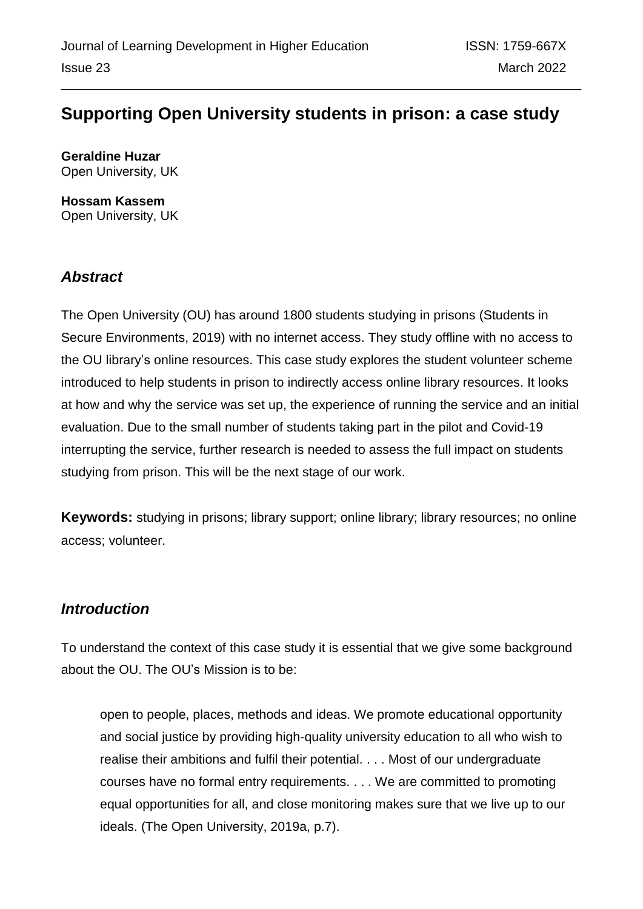# Supporting Open University students in prison: a case study

**Geraldine Huzar**
Open University, UK

**Hossam Kassem**
Open University, UK

## *Abstract*

The Open University (OU) has around 1800 students studying in prisons (Students in Secure Environments, 2019) with no internet access. They study offline with no access to the OU library's online resources. This case study explores the student volunteer scheme introduced to help students in prison to indirectly access online library resources. It looks at how and why the service was set up, the experience of running the service and an initial evaluation. Due to the small number of students taking part in the pilot and Covid-19 interrupting the service, further research is needed to assess the full impact on students studying from prison. This will be the next stage of our work.

**Keywords:** studying in prisons; library support; online library; library resources; no online access; volunteer.

## *Introduction*

To understand the context of this case study it is essential that we give some background about the OU. The OU's Mission is to be:

> open to people, places, methods and ideas. We promote educational opportunity and social justice by providing high-quality university education to all who wish to realise their ambitions and fulfil their potential. . . . Most of our undergraduate courses have no formal entry requirements. . . . We are committed to promoting equal opportunities for all, and close monitoring makes sure that we live up to our ideals. (The Open University, 2019a, p.7).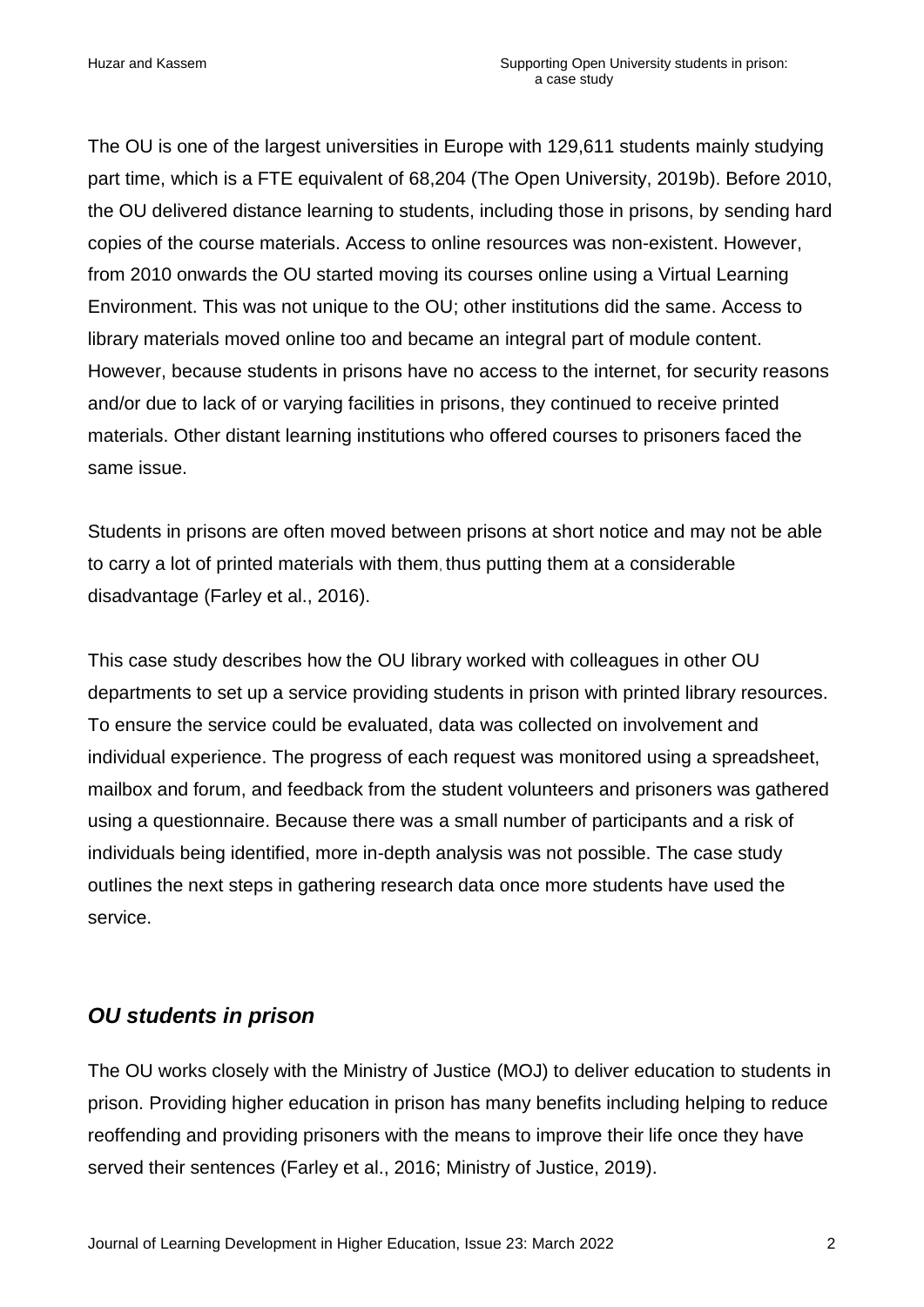The OU is one of the largest universities in Europe with 129,611 students mainly studying part time, which is a FTE equivalent of 68,204 (The Open University, 2019b). Before 2010, the OU delivered distance learning to students, including those in prisons, by sending hard copies of the course materials. Access to online resources was non-existent. However, from 2010 onwards the OU started moving its courses online using a Virtual Learning Environment. This was not unique to the OU; other institutions did the same. Access to library materials moved online too and became an integral part of module content. However, because students in prisons have no access to the internet, for security reasons and/or due to lack of or varying facilities in prisons, they continued to receive printed materials. Other distant learning institutions who offered courses to prisoners faced the same issue.

Students in prisons are often moved between prisons at short notice and may not be able to carry a lot of printed materials with them, thus putting them at a considerable disadvantage (Farley et al., 2016).

This case study describes how the OU library worked with colleagues in other OU departments to set up a service providing students in prison with printed library resources. To ensure the service could be evaluated, data was collected on involvement and individual experience. The progress of each request was monitored using a spreadsheet, mailbox and forum, and feedback from the student volunteers and prisoners was gathered using a questionnaire. Because there was a small number of participants and a risk of individuals being identified, more in-depth analysis was not possible. The case study outlines the next steps in gathering research data once more students have used the service.

## *OU students in prison*

The OU works closely with the Ministry of Justice (MOJ) to deliver education to students in prison. Providing higher education in prison has many benefits including helping to reduce reoffending and providing prisoners with the means to improve their life once they have served their sentences (Farley et al., 2016; Ministry of Justice, 2019).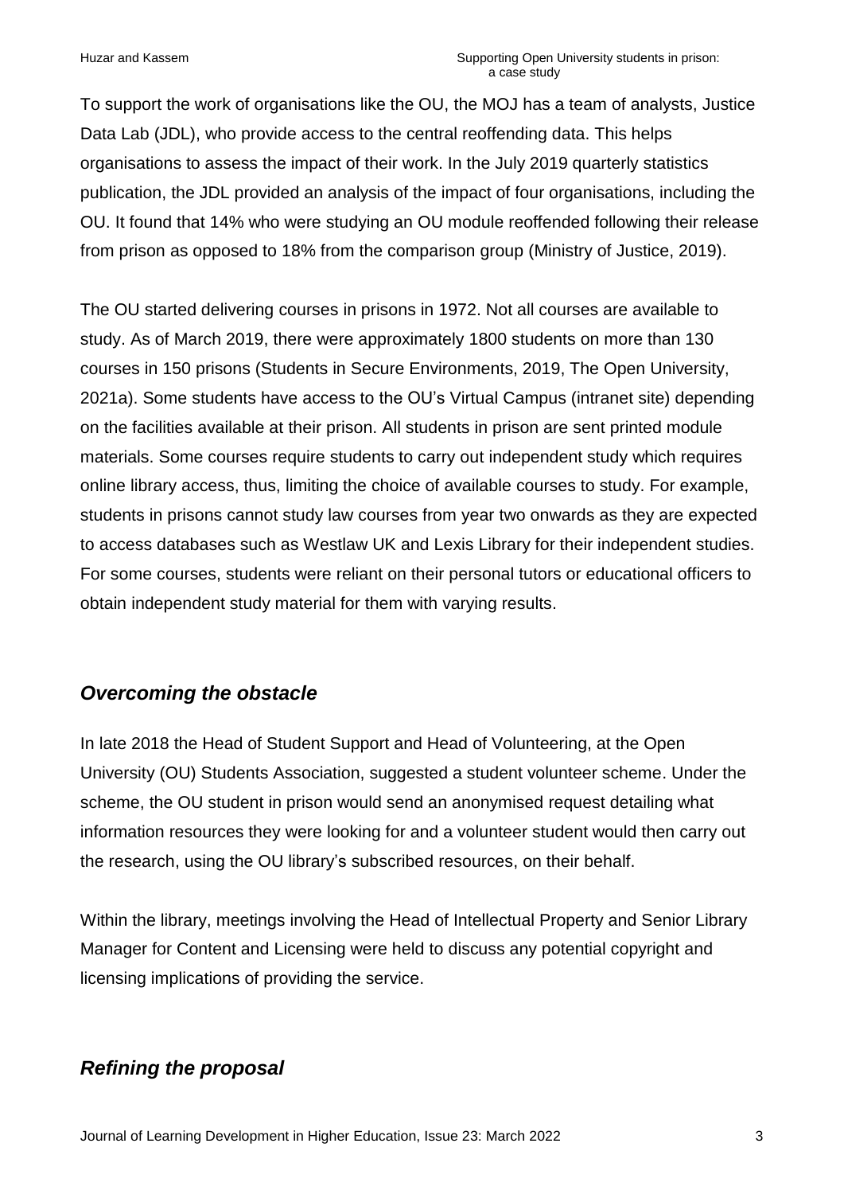To support the work of organisations like the OU, the MOJ has a team of analysts, Justice Data Lab (JDL), who provide access to the central reoffending data. This helps organisations to assess the impact of their work. In the July 2019 quarterly statistics publication, the JDL provided an analysis of the impact of four organisations, including the OU. It found that 14% who were studying an OU module reoffended following their release from prison as opposed to 18% from the comparison group (Ministry of Justice, 2019).

The OU started delivering courses in prisons in 1972. Not all courses are available to study. As of March 2019, there were approximately 1800 students on more than 130 courses in 150 prisons (Students in Secure Environments, 2019, The Open University, 2021a). Some students have access to the OU's Virtual Campus (intranet site) depending on the facilities available at their prison. All students in prison are sent printed module materials. Some courses require students to carry out independent study which requires online library access, thus, limiting the choice of available courses to study. For example, students in prisons cannot study law courses from year two onwards as they are expected to access databases such as Westlaw UK and Lexis Library for their independent studies. For some courses, students were reliant on their personal tutors or educational officers to obtain independent study material for them with varying results.

## *Overcoming the obstacle*

In late 2018 the Head of Student Support and Head of Volunteering, at the Open University (OU) Students Association, suggested a student volunteer scheme. Under the scheme, the OU student in prison would send an anonymised request detailing what information resources they were looking for and a volunteer student would then carry out the research, using the OU library's subscribed resources, on their behalf.

Within the library, meetings involving the Head of Intellectual Property and Senior Library Manager for Content and Licensing were held to discuss any potential copyright and licensing implications of providing the service.

## *Refining the proposal*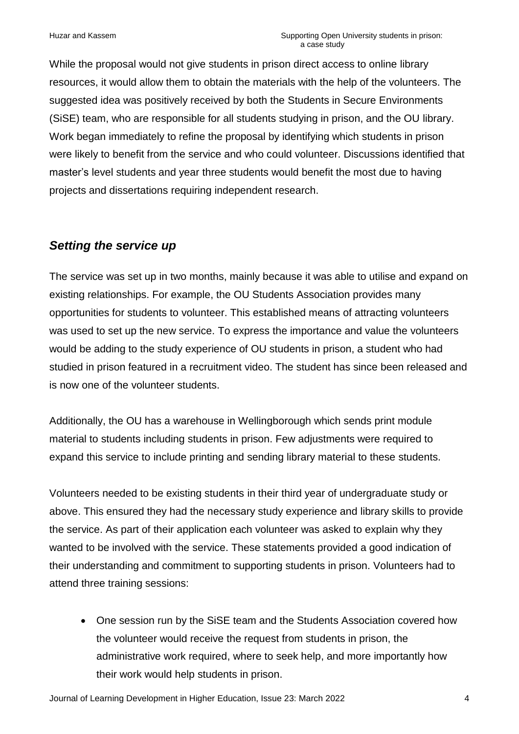While the proposal would not give students in prison direct access to online library resources, it would allow them to obtain the materials with the help of the volunteers. The suggested idea was positively received by both the Students in Secure Environments (SiSE) team, who are responsible for all students studying in prison, and the OU library. Work began immediately to refine the proposal by identifying which students in prison were likely to benefit from the service and who could volunteer. Discussions identified that master's level students and year three students would benefit the most due to having projects and dissertations requiring independent research.

## *Setting the service up*

The service was set up in two months, mainly because it was able to utilise and expand on existing relationships. For example, the OU Students Association provides many opportunities for students to volunteer. This established means of attracting volunteers was used to set up the new service. To express the importance and value the volunteers would be adding to the study experience of OU students in prison, a student who had studied in prison featured in a recruitment video. The student has since been released and is now one of the volunteer students.

Additionally, the OU has a warehouse in Wellingborough which sends print module material to students including students in prison. Few adjustments were required to expand this service to include printing and sending library material to these students.

Volunteers needed to be existing students in their third year of undergraduate study or above. This ensured they had the necessary study experience and library skills to provide the service. As part of their application each volunteer was asked to explain why they wanted to be involved with the service. These statements provided a good indication of their understanding and commitment to supporting students in prison. Volunteers had to attend three training sessions:

- One session run by the SiSE team and the Students Association covered how the volunteer would receive the request from students in prison, the administrative work required, where to seek help, and more importantly how their work would help students in prison.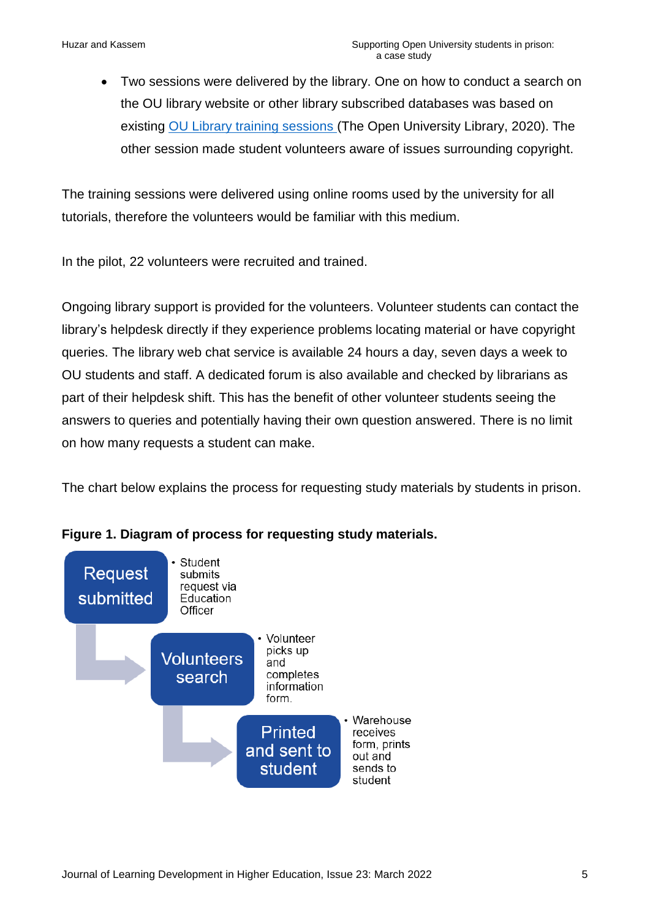- Two sessions were delivered by the library. One on how to conduct a search on the OU library website or other library subscribed databases was based on existing OU Library training sessions (The Open University Library, 2020). The other session made student volunteers aware of issues surrounding copyright.

The training sessions were delivered using online rooms used by the university for all tutorials, therefore the volunteers would be familiar with this medium.

In the pilot, 22 volunteers were recruited and trained.

Ongoing library support is provided for the volunteers. Volunteer students can contact the library's helpdesk directly if they experience problems locating material or have copyright queries. The library web chat service is available 24 hours a day, seven days a week to OU students and staff. A dedicated forum is also available and checked by librarians as part of their helpdesk shift. This has the benefit of other volunteer students seeing the answers to queries and potentially having their own question answered. There is no limit on how many requests a student can make.

The chart below explains the process for requesting study materials by students in prison.

**Figure 1. Diagram of process for requesting study materials.**

**Request submitted**
- Student submits request via Education Officer

**Volunteers search**
- Volunteer picks up and completes information form.

**Printed and sent to student**
- Warehouse receives form, prints out and sends to student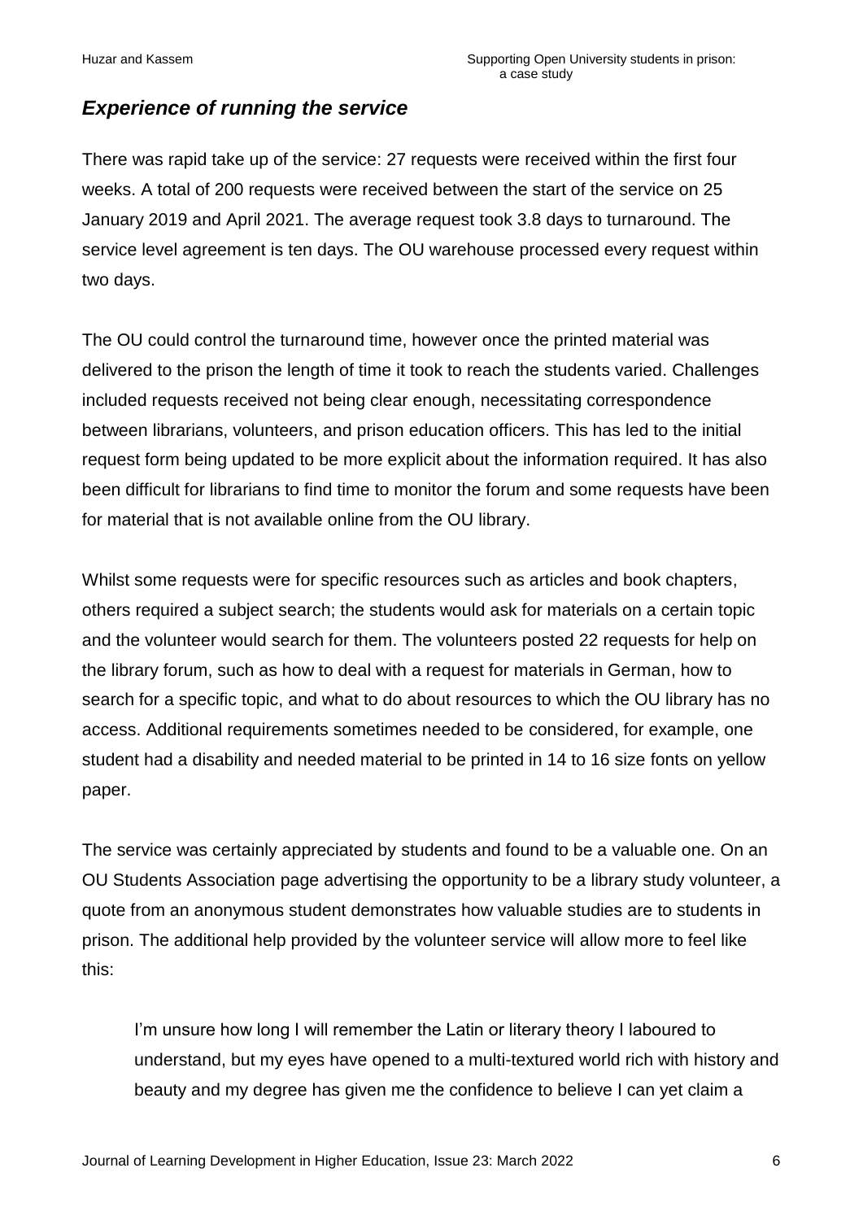## *Experience of running the service*

There was rapid take up of the service: 27 requests were received within the first four weeks. A total of 200 requests were received between the start of the service on 25 January 2019 and April 2021. The average request took 3.8 days to turnaround. The service level agreement is ten days. The OU warehouse processed every request within two days.

The OU could control the turnaround time, however once the printed material was delivered to the prison the length of time it took to reach the students varied. Challenges included requests received not being clear enough, necessitating correspondence between librarians, volunteers, and prison education officers. This has led to the initial request form being updated to be more explicit about the information required. It has also been difficult for librarians to find time to monitor the forum and some requests have been for material that is not available online from the OU library.

Whilst some requests were for specific resources such as articles and book chapters, others required a subject search; the students would ask for materials on a certain topic and the volunteer would search for them. The volunteers posted 22 requests for help on the library forum, such as how to deal with a request for materials in German, how to search for a specific topic, and what to do about resources to which the OU library has no access. Additional requirements sometimes needed to be considered, for example, one student had a disability and needed material to be printed in 14 to 16 size fonts on yellow paper.

The service was certainly appreciated by students and found to be a valuable one. On an OU Students Association page advertising the opportunity to be a library study volunteer, a quote from an anonymous student demonstrates how valuable studies are to students in prison. The additional help provided by the volunteer service will allow more to feel like this:

> I'm unsure how long I will remember the Latin or literary theory I laboured to understand, but my eyes have opened to a multi-textured world rich with history and beauty and my degree has given me the confidence to believe I can yet claim a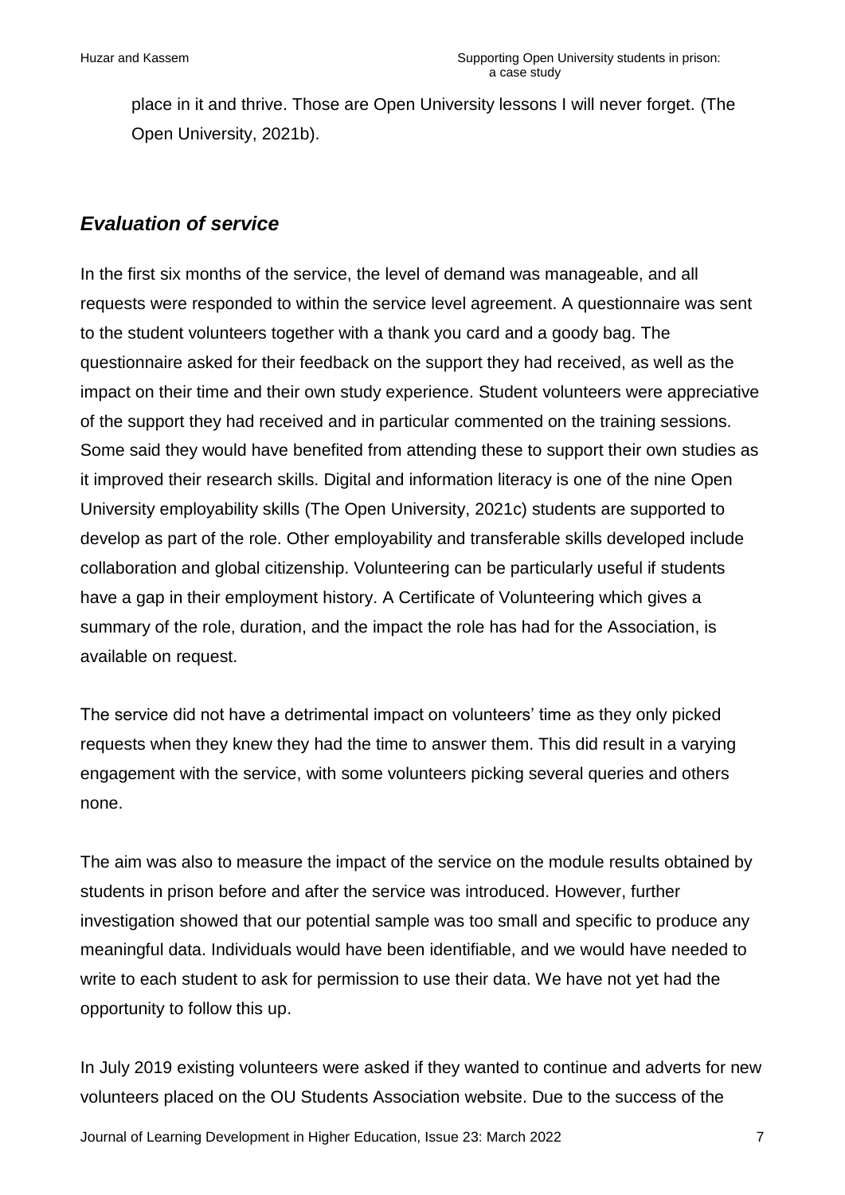place in it and thrive. Those are Open University lessons I will never forget. (The Open University, 2021b).

## *Evaluation of service*

In the first six months of the service, the level of demand was manageable, and all requests were responded to within the service level agreement. A questionnaire was sent to the student volunteers together with a thank you card and a goody bag. The questionnaire asked for their feedback on the support they had received, as well as the impact on their time and their own study experience. Student volunteers were appreciative of the support they had received and in particular commented on the training sessions. Some said they would have benefited from attending these to support their own studies as it improved their research skills. Digital and information literacy is one of the nine Open University employability skills (The Open University, 2021c) students are supported to develop as part of the role. Other employability and transferable skills developed include collaboration and global citizenship. Volunteering can be particularly useful if students have a gap in their employment history. A Certificate of Volunteering which gives a summary of the role, duration, and the impact the role has had for the Association, is available on request.

The service did not have a detrimental impact on volunteers' time as they only picked requests when they knew they had the time to answer them. This did result in a varying engagement with the service, with some volunteers picking several queries and others none.

The aim was also to measure the impact of the service on the module results obtained by students in prison before and after the service was introduced. However, further investigation showed that our potential sample was too small and specific to produce any meaningful data. Individuals would have been identifiable, and we would have needed to write to each student to ask for permission to use their data. We have not yet had the opportunity to follow this up.

In July 2019 existing volunteers were asked if they wanted to continue and adverts for new volunteers placed on the OU Students Association website. Due to the success of the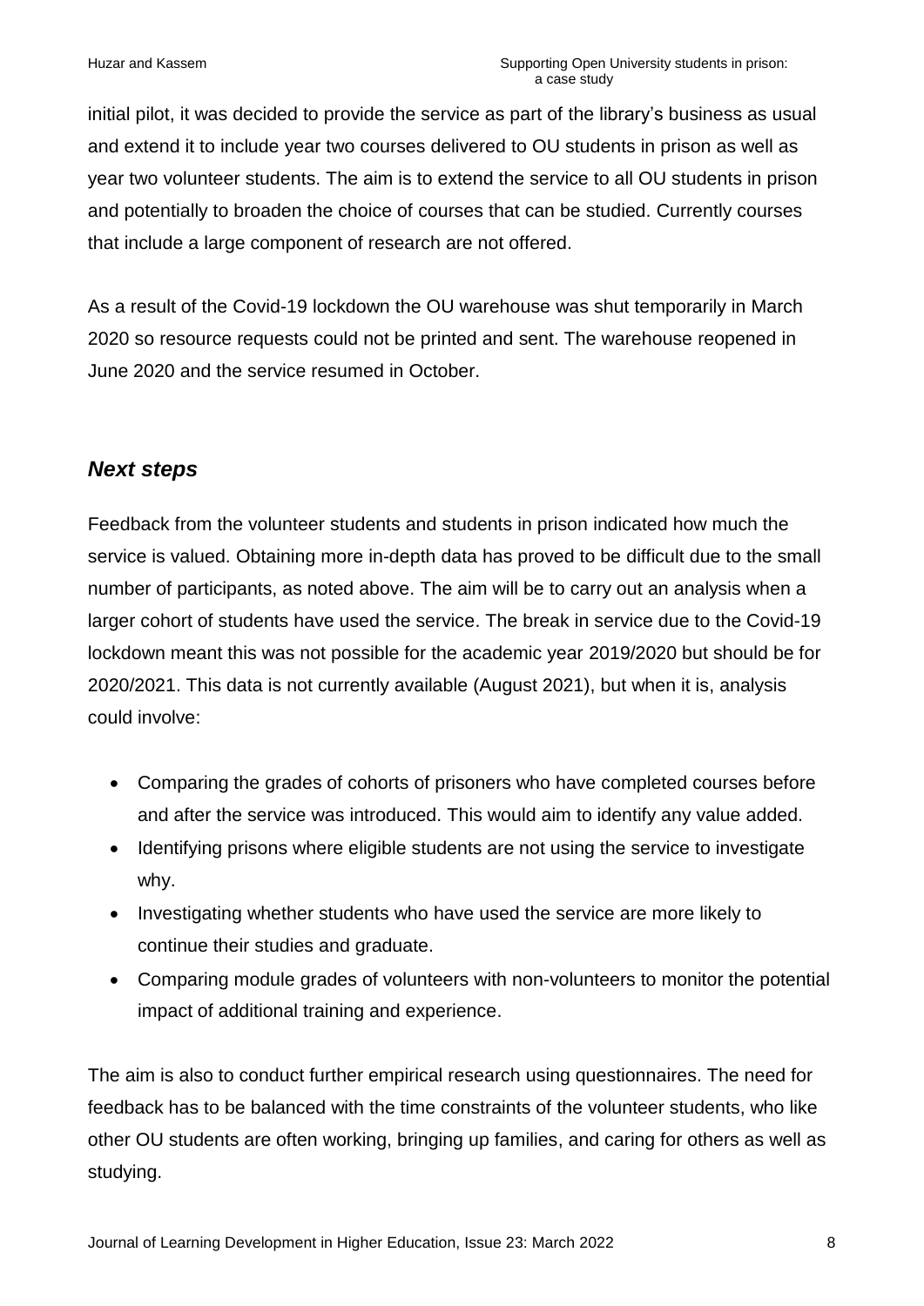initial pilot, it was decided to provide the service as part of the library's business as usual and extend it to include year two courses delivered to OU students in prison as well as year two volunteer students. The aim is to extend the service to all OU students in prison and potentially to broaden the choice of courses that can be studied. Currently courses that include a large component of research are not offered.

As a result of the Covid-19 lockdown the OU warehouse was shut temporarily in March 2020 so resource requests could not be printed and sent. The warehouse reopened in June 2020 and the service resumed in October.

## *Next steps*

Feedback from the volunteer students and students in prison indicated how much the service is valued. Obtaining more in-depth data has proved to be difficult due to the small number of participants, as noted above. The aim will be to carry out an analysis when a larger cohort of students have used the service. The break in service due to the Covid-19 lockdown meant this was not possible for the academic year 2019/2020 but should be for 2020/2021. This data is not currently available (August 2021), but when it is, analysis could involve:

- Comparing the grades of cohorts of prisoners who have completed courses before and after the service was introduced. This would aim to identify any value added.
- Identifying prisons where eligible students are not using the service to investigate why.
- Investigating whether students who have used the service are more likely to continue their studies and graduate.
- Comparing module grades of volunteers with non-volunteers to monitor the potential impact of additional training and experience.

The aim is also to conduct further empirical research using questionnaires. The need for feedback has to be balanced with the time constraints of the volunteer students, who like other OU students are often working, bringing up families, and caring for others as well as studying.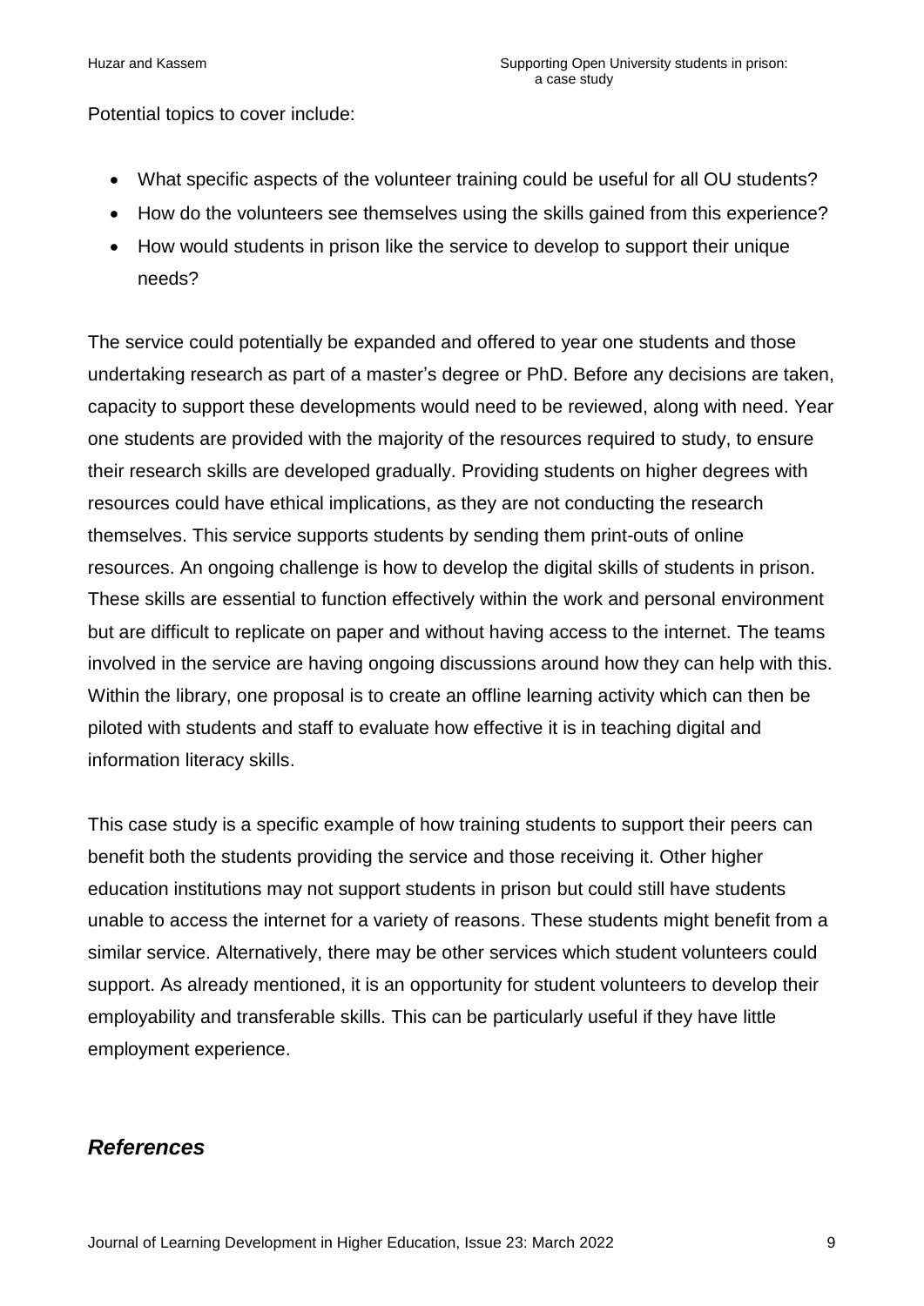Potential topics to cover include:

- What specific aspects of the volunteer training could be useful for all OU students?
- How do the volunteers see themselves using the skills gained from this experience?
- How would students in prison like the service to develop to support their unique needs?

The service could potentially be expanded and offered to year one students and those undertaking research as part of a master's degree or PhD. Before any decisions are taken, capacity to support these developments would need to be reviewed, along with need. Year one students are provided with the majority of the resources required to study, to ensure their research skills are developed gradually. Providing students on higher degrees with resources could have ethical implications, as they are not conducting the research themselves. This service supports students by sending them print-outs of online resources. An ongoing challenge is how to develop the digital skills of students in prison. These skills are essential to function effectively within the work and personal environment but are difficult to replicate on paper and without having access to the internet. The teams involved in the service are having ongoing discussions around how they can help with this. Within the library, one proposal is to create an offline learning activity which can then be piloted with students and staff to evaluate how effective it is in teaching digital and information literacy skills.

This case study is a specific example of how training students to support their peers can benefit both the students providing the service and those receiving it. Other higher education institutions may not support students in prison but could still have students unable to access the internet for a variety of reasons. These students might benefit from a similar service. Alternatively, there may be other services which student volunteers could support. As already mentioned, it is an opportunity for student volunteers to develop their employability and transferable skills. This can be particularly useful if they have little employment experience.

## *References*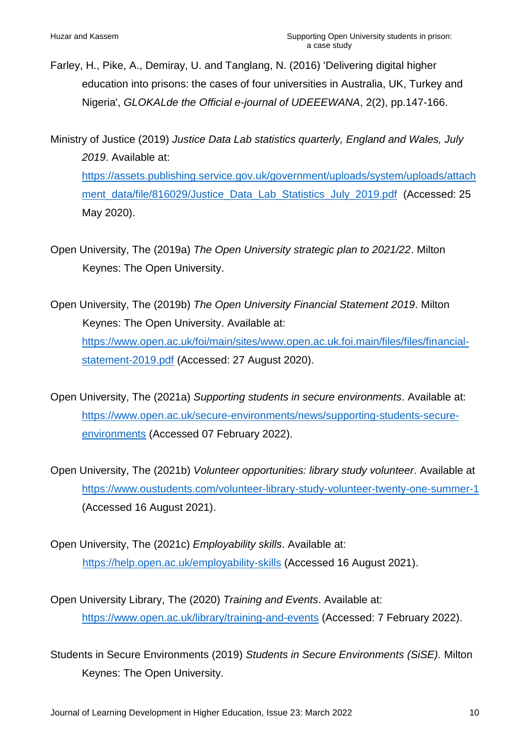Farley, H., Pike, A., Demiray, U. and Tanglang, N. (2016) 'Delivering digital higher education into prisons: the cases of four universities in Australia, UK, Turkey and Nigeria', *GLOKALde the Official e-journal of UDEEEWANA*, 2(2), pp.147-166.

Ministry of Justice (2019) *Justice Data Lab statistics quarterly, England and Wales, July 2019*. Available at: [https://assets.publishing.service.gov.uk/government/uploads/system/uploads/attachment_data/file/816029/Justice_Data_Lab_Statistics_July_2019.pdf](https://assets.publishing.service.gov.uk/government/uploads/system/uploads/attachment_data/file/816029/Justice_Data_Lab_Statistics_July_2019.pdf) (Accessed: 25 May 2020).

Open University, The (2019a) *The Open University strategic plan to 2021/22*. Milton Keynes: The Open University.

Open University, The (2019b) *The Open University Financial Statement 2019*. Milton Keynes: The Open University. Available at: [https://www.open.ac.uk/foi/main/sites/www.open.ac.uk.foi.main/files/files/financial-statement-2019.pdf](https://www.open.ac.uk/foi/main/sites/www.open.ac.uk.foi.main/files/files/financial-statement-2019.pdf) (Accessed: 27 August 2020).

Open University, The (2021a) *Supporting students in secure environments*. Available at: [https://www.open.ac.uk/secure-environments/news/supporting-students-secure-environments](https://www.open.ac.uk/secure-environments/news/supporting-students-secure-environments) (Accessed 07 February 2022).

Open University, The (2021b) *Volunteer opportunities: library study volunteer*. Available at [https://www.oustudents.com/volunteer-library-study-volunteer-twenty-one-summer-1](https://www.oustudents.com/volunteer-library-study-volunteer-twenty-one-summer-1) (Accessed 16 August 2021).

Open University, The (2021c) *Employability skills*. Available at: [https://help.open.ac.uk/employability-skills](https://help.open.ac.uk/employability-skills) (Accessed 16 August 2021).

Open University Library, The (2020) *Training and Events*. Available at: [https://www.open.ac.uk/library/training-and-events](https://www.open.ac.uk/library/training-and-events) (Accessed: 7 February 2022).

Students in Secure Environments (2019) *Students in Secure Environments (SiSE).* Milton Keynes: The Open University.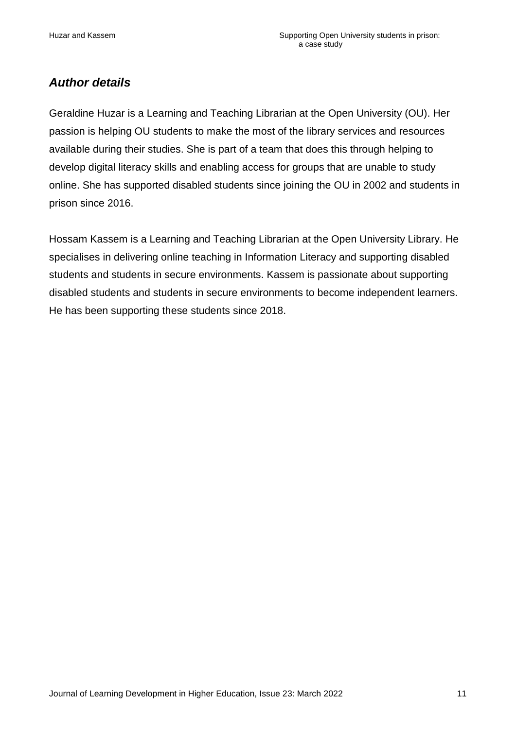## *Author details*

Geraldine Huzar is a Learning and Teaching Librarian at the Open University (OU). Her passion is helping OU students to make the most of the library services and resources available during their studies. She is part of a team that does this through helping to develop digital literacy skills and enabling access for groups that are unable to study online. She has supported disabled students since joining the OU in 2002 and students in prison since 2016.

Hossam Kassem is a Learning and Teaching Librarian at the Open University Library. He specialises in delivering online teaching in Information Literacy and supporting disabled students and students in secure environments. Kassem is passionate about supporting disabled students and students in secure environments to become independent learners. He has been supporting these students since 2018.